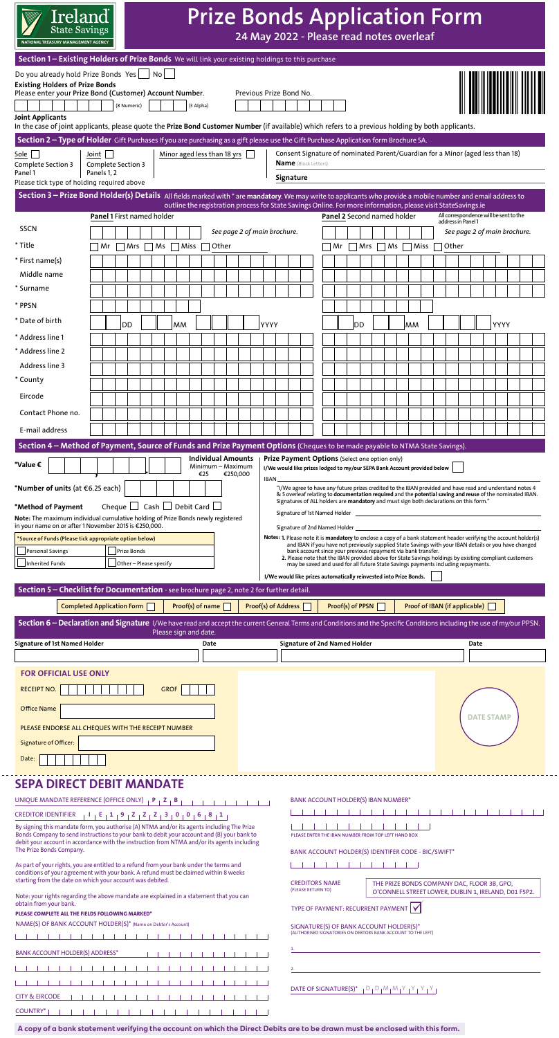Ireland State Savings
NATIONAL TREASURY MANAGEMENT AGENCY

# Prize Bonds Application Form

**24 May 2022 - Please read notes overleaf**

## Section 1 – Existing Holders of Prize Bonds

We will link your existing holdings to this purchase

Do you already hold Prize Bonds Yes ☐ No ☐

**Existing Holders of Prize Bonds**
Please enter your **Prize Bond (Customer) Account Number**. (8 Numeric) (3 Alpha) Previous Prize Bond No.

**Joint Applicants**
In the case of joint applicants, please quote the **Prize Bond Customer Number** (if available) which refers to a previous holding by both applicants.

## Section 2 – Type of Holder

Gift Purchases If you are purchasing as a gift please use the Gift Purchase Application form Brochure 5A.

Sole ☐ Complete Section 3 Panel 1
Joint ☐ Complete Section 3 Panels 1, 2
Minor aged less than 18 yrs ☐
Please tick type of holding required above

Consent Signature of nominated Parent/Guardian for a Minor (aged less than 18)
**Name** (Block Letters)
**Signature**

## Section 3 – Prize Bond Holder(s) Details

All fields marked with * are **mandatory**. We may write to applicants who provide a mobile number and email address to outline the registration process for State Savings Online. For more information, please visit StateSavings.ie

| | **Panel 1** First named holder | **Panel 2** Second named holder (All correspondence will be sent to the address in Panel 1) |
|---|---|---|
| SSCN | See page 2 of main brochure. | See page 2 of main brochure. |
| * Title | ☐ Mr ☐ Mrs ☐ Ms ☐ Miss ☐ Other | ☐ Mr ☐ Mrs ☐ Ms ☐ Miss ☐ Other |
| * First name(s) | | |
| Middle name | | |
| * Surname | | |
| * PPSN | | |
| * Date of birth | DD MM YYYY | DD MM YYYY |
| * Address line 1 | | |
| * Address line 2 | | |
| Address line 3 | | |
| * County | | |
| Eircode | | |
| Contact Phone no. | | |
| E-mail address | | |

## Section 4 – Method of Payment, Source of Funds and Prize Payment Options

(Cheques to be made payable to NTMA State Savings).

***Value €**

**Individual Amounts** Minimum – Maximum €25 €250,000

***Number of units** (at €6.25 each)

***Method of Payment** Cheque ☐ Cash ☐ Debit Card ☐

**Note:** The maximum individual cumulative holding of Prize Bonds newly registered in your name on or after 1 November 2015 is €250,000.

***Source of Funds (Please tick appropriate option below)**
☐ Personal Savings ☐ Prize Bonds
☐ Inherited Funds ☐ Other – Please specify

**Prize Payment Options** (Select one option only)
**I/We would like prizes lodged to my/our SEPA Bank Account provided below** ☐

IBAN

"I/We agree to have any future prizes credited to the IBAN provided and have read and understand notes 4 & 5 overleaf relating to **documentation required** and the **potential saving and reuse** of the nominated IBAN. Signatures of ALL holders are **mandatory** and must sign both declarations on this form."

Signature of 1st Named Holder

Signature of 2nd Named Holder

**Notes: 1.** Please note it is **mandatory** to enclose a copy of a bank statement header verifying the account holder(s) and IBAN if you have not previously supplied State Savings with your IBAN details or you have changed bank account since your previous repayment via bank transfer.
**2.** Please note that the IBAN provided above for State Savings holdings by existing compliant customers may be saved and used for all future State Savings payments including repayments.

**I/We would like prizes automatically reinvested into Prize Bonds.** ☐

## Section 5 – Checklist for Documentation

- see brochure page 2, note 2 for further detail.

Completed Application Form ☐ Proof(s) of name ☐ Proof(s) of Address ☐ Proof(s) of PPSN ☐ Proof of IBAN (if applicable) ☐

## Section 6 – Declaration and Signature

I/We have read and accept the current General Terms and Conditions and the Specific Conditions including the use of my/our PPSN. Please sign and date.

| Signature of 1st Named Holder | Date | Signature of 2nd Named Holder | Date |
|---|---|---|---|
| | | | |

**FOR OFFICIAL USE ONLY**

RECEIPT NO. GROF

Office Name

PLEASE ENDORSE ALL CHEQUES WITH THE RECEIPT NUMBER

Signature of Officer:

Date:

DATE STAMP

## SEPA DIRECT DEBIT MANDATE

UNIQUE MANDATE REFERENCE (OFFICE ONLY) P Z B

CREDITOR IDENTIFIER I E 1 9 Z Z Z 3 0 0 6 8 1

By signing this mandate form, you authorise (A) NTMA and/or its agents including The Prize Bonds Company to send instructions to your bank to debit your account and (B) your bank to debit your account in accordance with the instruction from NTMA and/or its agents including The Prize Bonds Company.

As part of your rights, you are entitled to a refund from your bank under the terms and conditions of your agreement with your bank. A refund must be claimed within 8 weeks starting from the date on which your account was debited.

Note: your rights regarding the above mandate are explained in a statement that you can obtain from your bank.

**PLEASE COMPLETE ALL THE FIELDS FOLLOWING MARKED***

NAME(S) OF BANK ACCOUNT HOLDER(S)* (Name on Debtor's Account)

BANK ACCOUNT HOLDER(S) ADDRESS*

CITY & EIRCODE

COUNTRY*

BANK ACCOUNT HOLDER(S) IBAN NUMBER*

PLEASE ENTER THE IBAN NUMBER FROM TOP LEFT HAND BOX

BANK ACCOUNT HOLDER(S) IDENTIFER CODE - BIC/SWIFT*

CREDITORS NAME (PLEASE RETURN TO) THE PRIZE BONDS COMPANY DAC, FLOOR 3B, GPO, O'CONNELL STREET LOWER, DUBLIN 1, IRELAND, D01 F5P2.

TYPE OF PAYMENT: RECURRENT PAYMENT ☑

SIGNATURE(S) OF BANK ACCOUNT HOLDER(S)* (AUTHORISED SIGNATORIES ON DEBTORS BANK ACCOUNT TO THE LEFT)

1.

2.

DATE OF SIGNATURE(S)* D D M M Y Y Y Y

**A copy of a bank statement verifying the account on which the Direct Debits are to be drawn must be enclosed with this form.**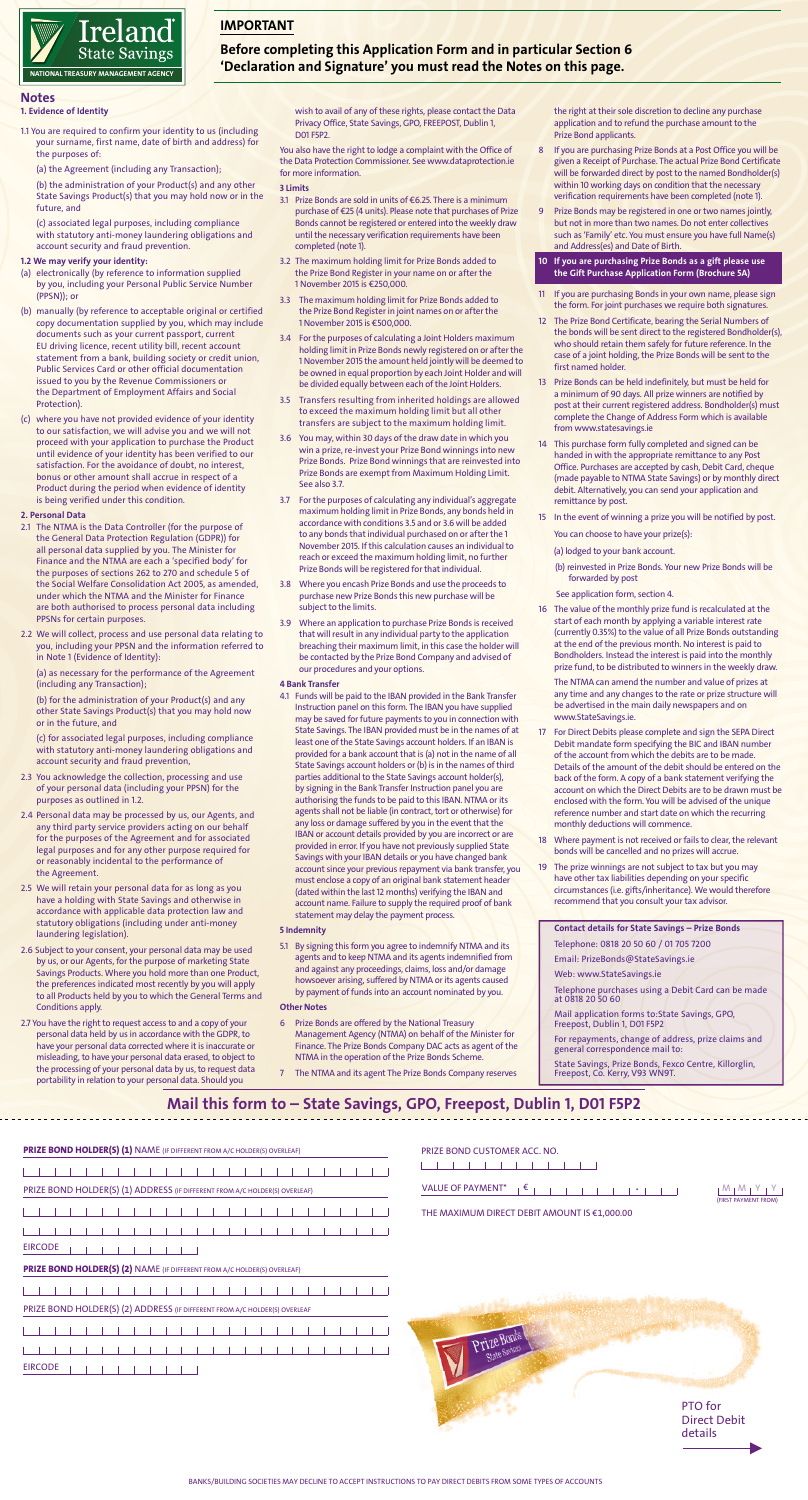Ireland State Savings
NATIONAL TREASURY MANAGEMENT AGENCY

# IMPORTANT

## Before completing this Application Form and in particular Section 6 'Declaration and Signature' you must read the Notes on this page.

## Notes

### 1. Evidence of Identity

1.1 You are required to confirm your identity to us (including your surname, first name, date of birth and address) for the purposes of:

(a) the Agreement (including any Transaction);

(b) the administration of your Product(s) and any other State Savings Product(s) that you may hold now or in the future, and

(c) associated legal purposes, including compliance with statutory anti-money laundering obligations and account security and fraud prevention.

**1.2 We may verify your identity:**

(a) electronically (by reference to information supplied by you, including your Personal Public Service Number (PPSN)); or

(b) manually (by reference to acceptable original or certified copy documentation supplied by you, which may include documents such as your current passport, current EU driving licence, recent utility bill, recent account statement from a bank, building society or credit union, Public Services Card or other official documentation issued to you by the Revenue Commissioners or the Department of Employment Affairs and Social Protection).

(c) where you have not provided evidence of your identity to our satisfaction, we will advise you and we will not proceed with your application to purchase the Product until evidence of your identity has been verified to our satisfaction. For the avoidance of doubt, no interest, bonus or other amount shall accrue in respect of a Product during the period when evidence of identity is being verified under this condition.

### 2. Personal Data

2.1 The NTMA is the Data Controller (for the purpose of the General Data Protection Regulation (GDPR)) for all personal data supplied by you. The Minister for Finance and the NTMA are each a 'specified body' for the purposes of sections 262 to 270 and schedule 5 of the Social Welfare Consolidation Act 2005, as amended, under which the NTMA and the Minister for Finance are both authorised to process personal data including PPSNs for certain purposes.

2.2 We will collect, process and use personal data relating to you, including your PPSN and the information referred to in Note 1 (Evidence of Identity):

(a) as necessary for the performance of the Agreement (including any Transaction);

(b) for the administration of your Product(s) and any other State Savings Product(s) that you may hold now or in the future, and

(c) for associated legal purposes, including compliance with statutory anti-money laundering obligations and account security and fraud prevention,

2.3 You acknowledge the collection, processing and use of your personal data (including your PPSN) for the purposes as outlined in 1.2.

2.4 Personal data may be processed by us, our Agents, and any third party service providers acting on our behalf for the purposes of the Agreement and for associated legal purposes and for any other purpose required for or reasonably incidental to the performance of the Agreement.

2.5 We will retain your personal data for as long as you have a holding with State Savings and otherwise in accordance with applicable data protection law and statutory obligations (including under anti-money laundering legislation).

2.6 Subject to your consent, your personal data may be used by us, or our Agents, for the purpose of marketing State Savings Products. Where you hold more than one Product, the preferences indicated most recently by you will apply to all Products held by you to which the General Terms and Conditions apply.

2.7 You have the right to request access to and a copy of your personal data held by us in accordance with the GDPR, to have your personal data corrected where it is inaccurate or misleading, to have your personal data erased, to object to the processing of your personal data by us, to request data portability in relation to your personal data. Should you wish to avail of any of these rights, please contact the Data Privacy Office, State Savings, GPO, FREEPOST, Dublin 1, D01 F5P2.

You also have the right to lodge a complaint with the Office of the Data Protection Commissioner. See www.dataprotection.ie for more information.

### 3 Limits

3.1 Prize Bonds are sold in units of €6.25. There is a minimum purchase of €25 (4 units). Please note that purchases of Prize Bonds cannot be registered or entered into the weekly draw until the necessary verification requirements have been completed (note 1).

3.2 The maximum holding limit for Prize Bonds added to the Prize Bond Register in your name on or after the 1 November 2015 is €250,000.

3.3 The maximum holding limit for Prize Bonds added to the Prize Bond Register in joint names on or after the 1 November 2015 is €500,000.

3.4 For the purposes of calculating a Joint Holders maximum holding limit in Prize Bonds newly registered on or after the 1 November 2015 the amount held jointly will be deemed to be owned in equal proportion by each Joint Holder and will be divided equally between each of the Joint Holders.

3.5 Transfers resulting from inherited holdings are allowed to exceed the maximum holding limit but all other transfers are subject to the maximum holding limit.

3.6 You may, within 30 days of the draw date in which you win a prize, re-invest your Prize Bond winnings into new Prize Bonds. Prize Bond winnings that are reinvested into Prize Bonds are exempt from Maximum Holding Limit. See also 3.7.

3.7 For the purposes of calculating any individual's aggregate maximum holding limit in Prize Bonds, any bonds held in accordance with conditions 3.5 and or 3.6 will be added to any bonds that individual purchased on or after the 1 November 2015. If this calculation causes an individual to reach or exceed the maximum holding limit, no further Prize Bonds will be registered for that individual.

3.8 Where you encash Prize Bonds and use the proceeds to purchase new Prize Bonds this new purchase will be subject to the limits.

3.9 Where an application to purchase Prize Bonds is received that will result in any individual party to the application breaching their maximum limit, in this case the holder will be contacted by the Prize Bond Company and advised of our procedures and your options.

### 4 Bank Transfer

4.1 Funds will be paid to the IBAN provided in the Bank Transfer Instruction panel on this form. The IBAN you have supplied may be saved for future payments to you in connection with State Savings. The IBAN provided must be in the names of at least one of the State Savings account holders. If an IBAN is provided for a bank account that is (a) not in the name of all State Savings account holders or (b) is in the names of third parties additional to the State Savings account holder(s), by signing in the Bank Transfer Instruction panel you are authorising the funds to be paid to this IBAN. NTMA or its agents shall not be liable (in contract, tort or otherwise) for any loss or damage suffered by you in the event that the IBAN or account details provided by you are incorrect or are provided in error. If you have not previously supplied State Savings with your IBAN details or you have changed bank account since your previous repayment via bank transfer, you must enclose a copy of an original bank statement header (dated within the last 12 months) verifying the IBAN and account name. Failure to supply the required proof of bank statement may delay the payment process.

### 5 Indemnity

5.1 By signing this form you agree to indemnify NTMA and its agents and to keep NTMA and its agents indemnified from and against any proceedings, claims, loss and/or damage howsoever arising, suffered by NTMA or its agents caused by payment of funds into an account nominated by you.

### Other Notes

6 Prize Bonds are offered by the National Treasury Management Agency (NTMA) on behalf of the Minister for Finance. The Prize Bonds Company DAC acts as agent of the NTMA in the operation of the Prize Bonds Scheme.

7 The NTMA and its agent The Prize Bonds Company reserves the right at their sole discretion to decline any purchase application and to refund the purchase amount to the Prize Bond applicants.

8 If you are purchasing Prize Bonds at a Post Office you will be given a Receipt of Purchase. The actual Prize Bond Certificate will be forwarded direct by post to the named Bondholder(s) within 10 working days on condition that the necessary verification requirements have been completed (note 1).

9 Prize Bonds may be registered in one or two names jointly, but not in more than two names. Do not enter collectives such as 'Family' etc. You must ensure you have full Name(s) and Address(es) and Date of Birth.

**10 If you are purchasing Prize Bonds as a gift please use the Gift Purchase Application Form (Brochure 5A)**

11 If you are purchasing Bonds in your own name, please sign the form. For joint purchases we require both signatures.

12 The Prize Bond Certificate, bearing the Serial Numbers of the bonds will be sent direct to the registered Bondholder(s), who should retain them safely for future reference. In the case of a joint holding, the Prize Bonds will be sent to the first named holder.

13 Prize Bonds can be held indefinitely, but must be held for a minimum of 90 days. All prize winners are notified by post at their current registered address. Bondholder(s) must complete the Change of Address Form which is available from www.statesavings.ie

14 This purchase form fully completed and signed can be handed in with the appropriate remittance to any Post Office. Purchases are accepted by cash, Debit Card, cheque (made payable to NTMA State Savings) or by monthly direct debit. Alternatively, you can send your application and remittance by post.

15 In the event of winning a prize you will be notified by post.

You can choose to have your prize(s):

(a) lodged to your bank account.

(b) reinvested in Prize Bonds. Your new Prize Bonds will be forwarded by post

See application form, section 4.

16 The value of the monthly prize fund is recalculated at the start of each month by applying a variable interest rate (currently 0.35%) to the value of all Prize Bonds outstanding at the end of the previous month. No interest is paid to Bondholders. Instead the interest is paid into the monthly prize fund, to be distributed to winners in the weekly draw.

The NTMA can amend the number and value of prizes at any time and any changes to the rate or prize structure will be advertised in the main daily newspapers and on www.StateSavings.ie.

17 For Direct Debits please complete and sign the SEPA Direct Debit mandate form specifying the BIC and IBAN number of the account from which the debits are to be made. Details of the amount of the debit should be entered on the back of the form. A copy of a bank statement verifying the account on which the Direct Debits are to be drawn must be enclosed with the form. You will be advised of the unique reference number and start date on which the recurring monthly deductions will commence.

18 Where payment is not received or fails to clear, the relevant bonds will be cancelled and no prizes will accrue.

19 The prize winnings are not subject to tax but you may have other tax liabilities depending on your specific circumstances (i.e. gifts/inheritance). We would therefore recommend that you consult your tax advisor.

**Contact details for State Savings – Prize Bonds**

Telephone: 0818 20 50 60 / 01 705 7200

Email: PrizeBonds@StateSavings.ie

Web: www.StateSavings.ie

Telephone purchases using a Debit Card can be made at 0818 20 50 60

Mail application forms to:State Savings, GPO, Freepost, Dublin 1, D01 F5P2

For repayments, change of address, prize claims and general correspondence mail to:

State Savings, Prize Bonds, Fexco Centre, Killorglin, Freepost, Co. Kerry, V93 WN9T.

## Mail this form to – State Savings, GPO, Freepost, Dublin 1, D01 F5P2

**PRIZE BOND HOLDER(S) (1)** NAME (IF DIFFERENT FROM A/C HOLDER(S) OVERLEAF)

PRIZE BOND HOLDER(S) (1) ADDRESS (IF DIFFERENT FROM A/C HOLDER(S) OVERLEAF)

EIRCODE

**PRIZE BOND HOLDER(S) (2)** NAME (IF DIFFERENT FROM A/C HOLDER(S) OVERLEAF)

PRIZE BOND HOLDER(S) (2) ADDRESS (IF DIFFERENT FROM A/C HOLDER(S) OVERLEAF

EIRCODE

PRIZE BOND CUSTOMER ACC. NO.

VALUE OF PAYMENT* € .

M M Y Y (FIRST PAYMENT FROM)

THE MAXIMUM DIRECT DEBIT AMOUNT IS €1,000.00

PTO for Direct Debit details

BANKS/BUILDING SOCIETIES MAY DECLINE TO ACCEPT INSTRUCTIONS TO PAY DIRECT DEBITS FROM SOME TYPES OF ACCOUNTS